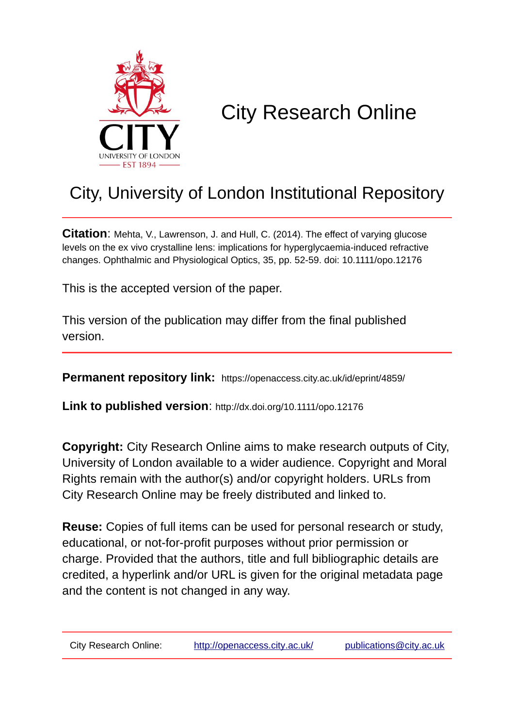# City Research Online

## City, University of London Institutional Repository

**Citation**: Mehta, V., Lawrenson, J. and Hull, C. (2014). The effect of varying glucose levels on the ex vivo crystalline lens: implications for hyperglycaemia-induced refractive changes. Ophthalmic and Physiological Optics, 35, pp. 52-59. doi: 10.1111/opo.12176

This is the accepted version of the paper.

This version of the publication may differ from the final published version.

**Permanent repository link:** https://openaccess.city.ac.uk/id/eprint/4859/

**Link to published version**: http://dx.doi.org/10.1111/opo.12176

**Copyright:** City Research Online aims to make research outputs of City, University of London available to a wider audience. Copyright and Moral Rights remain with the author(s) and/or copyright holders. URLs from City Research Online may be freely distributed and linked to.

**Reuse:** Copies of full items can be used for personal research or study, educational, or not-for-profit purposes without prior permission or charge. Provided that the authors, title and full bibliographic details are credited, a hyperlink and/or URL is given for the original metadata page and the content is not changed in any way.

City Research Online: http://openaccess.city.ac.uk/ publications@city.ac.uk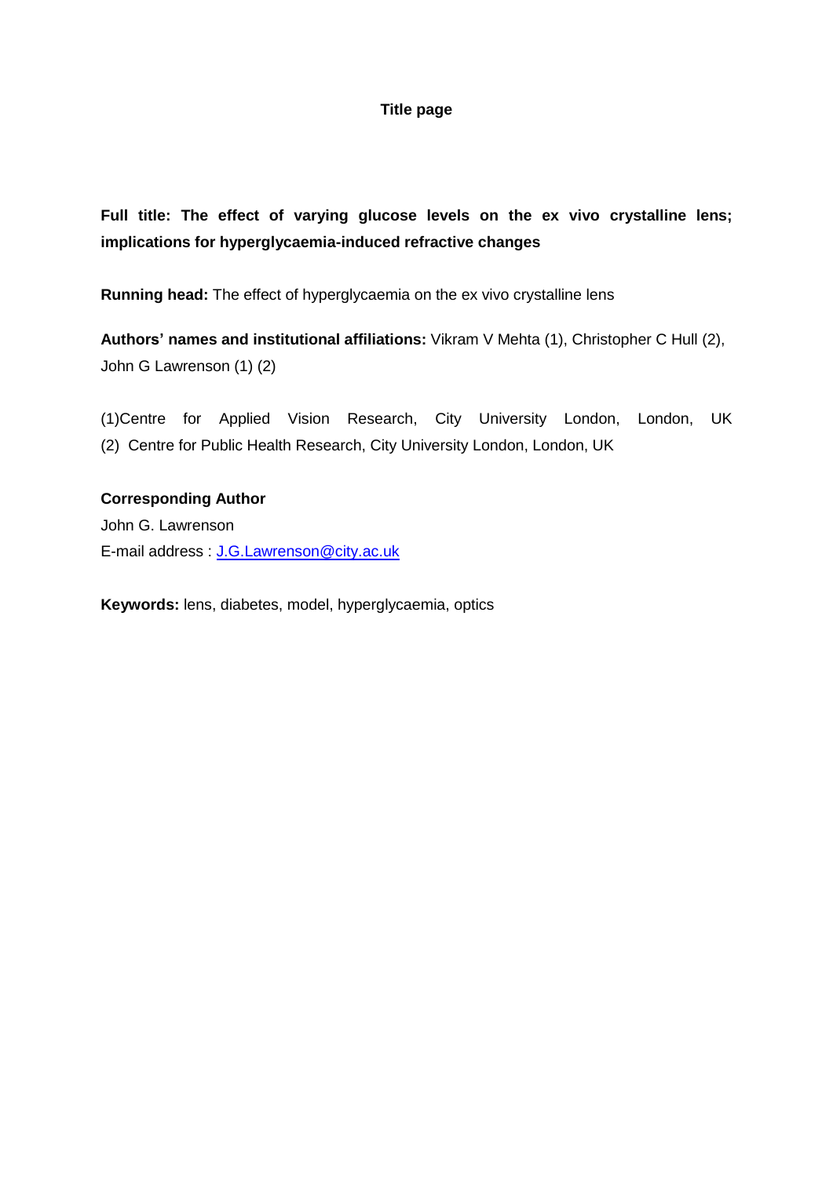**Title page**

**Full title: The effect of varying glucose levels on the ex vivo crystalline lens; implications for hyperglycaemia-induced refractive changes**

**Running head:** The effect of hyperglycaemia on the ex vivo crystalline lens

**Authors' names and institutional affiliations:** Vikram V Mehta (1), Christopher C Hull (2), John G Lawrenson (1) (2)

(1)Centre for Applied Vision Research, City University London, London, UK
(2) Centre for Public Health Research, City University London, London, UK

**Corresponding Author**
John G. Lawrenson
E-mail address : J.G.Lawrenson@city.ac.uk

**Keywords:** lens, diabetes, model, hyperglycaemia, optics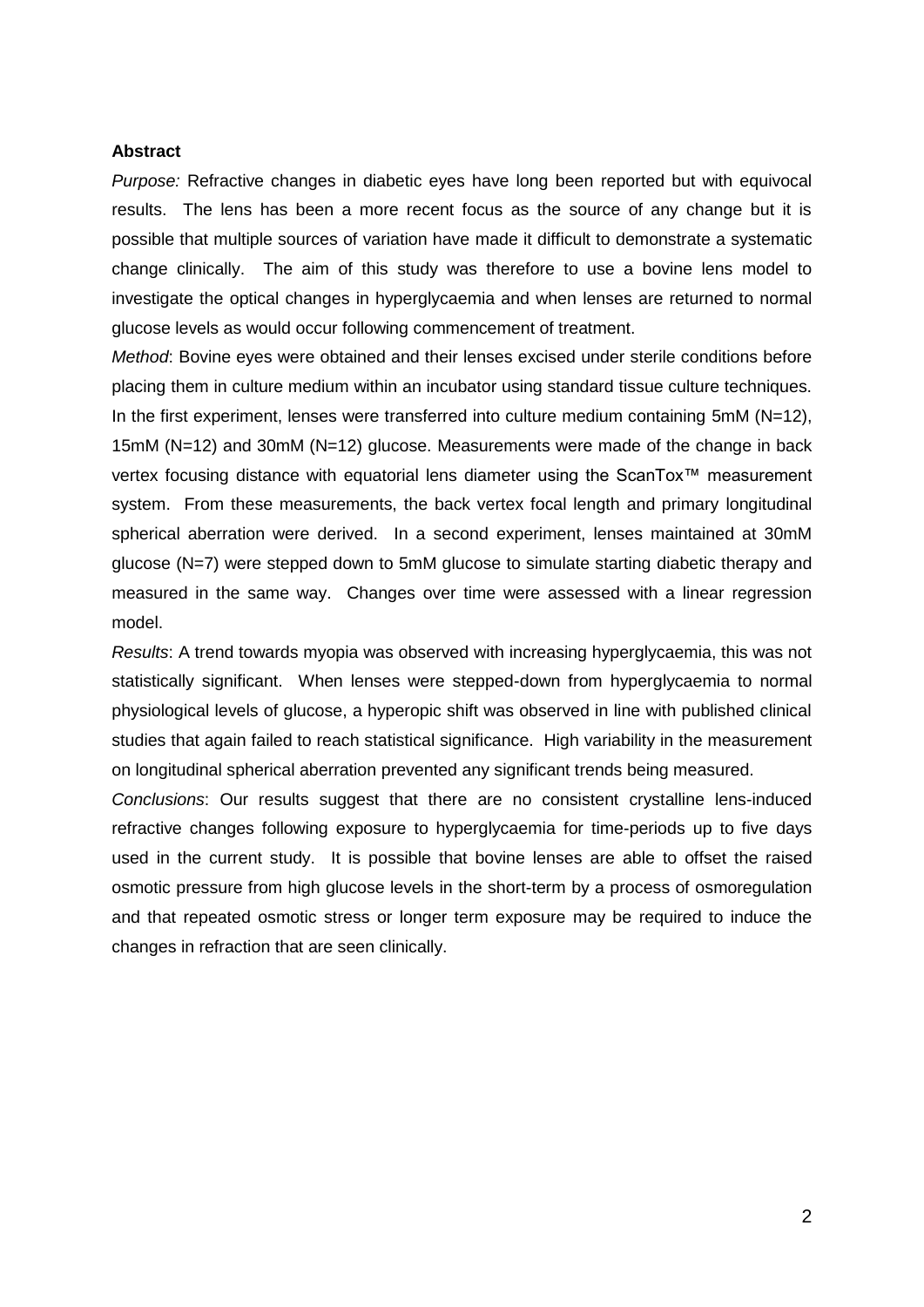**Abstract**

*Purpose:* Refractive changes in diabetic eyes have long been reported but with equivocal results. The lens has been a more recent focus as the source of any change but it is possible that multiple sources of variation have made it difficult to demonstrate a systematic change clinically. The aim of this study was therefore to use a bovine lens model to investigate the optical changes in hyperglycaemia and when lenses are returned to normal glucose levels as would occur following commencement of treatment.

*Method*: Bovine eyes were obtained and their lenses excised under sterile conditions before placing them in culture medium within an incubator using standard tissue culture techniques. In the first experiment, lenses were transferred into culture medium containing 5mM (N=12), 15mM (N=12) and 30mM (N=12) glucose. Measurements were made of the change in back vertex focusing distance with equatorial lens diameter using the ScanTox™ measurement system. From these measurements, the back vertex focal length and primary longitudinal spherical aberration were derived. In a second experiment, lenses maintained at 30mM glucose (N=7) were stepped down to 5mM glucose to simulate starting diabetic therapy and measured in the same way. Changes over time were assessed with a linear regression model.

*Results*: A trend towards myopia was observed with increasing hyperglycaemia, this was not statistically significant. When lenses were stepped-down from hyperglycaemia to normal physiological levels of glucose, a hyperopic shift was observed in line with published clinical studies that again failed to reach statistical significance. High variability in the measurement on longitudinal spherical aberration prevented any significant trends being measured.

*Conclusions*: Our results suggest that there are no consistent crystalline lens-induced refractive changes following exposure to hyperglycaemia for time-periods up to five days used in the current study. It is possible that bovine lenses are able to offset the raised osmotic pressure from high glucose levels in the short-term by a process of osmoregulation and that repeated osmotic stress or longer term exposure may be required to induce the changes in refraction that are seen clinically.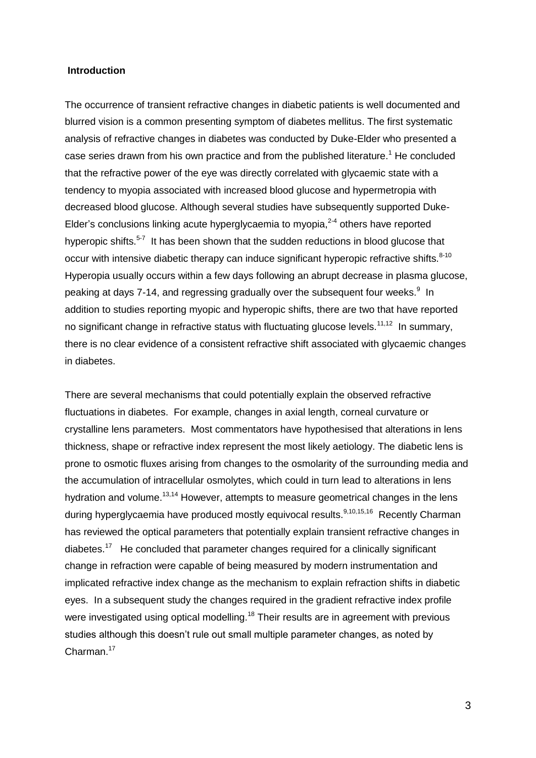## Introduction

The occurrence of transient refractive changes in diabetic patients is well documented and blurred vision is a common presenting symptom of diabetes mellitus. The first systematic analysis of refractive changes in diabetes was conducted by Duke-Elder who presented a case series drawn from his own practice and from the published literature.[1] He concluded that the refractive power of the eye was directly correlated with glycaemic state with a tendency to myopia associated with increased blood glucose and hypermetropia with decreased blood glucose. Although several studies have subsequently supported Duke-Elder's conclusions linking acute hyperglycaemia to myopia,[2-4] others have reported hyperopic shifts.[5-7] It has been shown that the sudden reductions in blood glucose that occur with intensive diabetic therapy can induce significant hyperopic refractive shifts.[8-10] Hyperopia usually occurs within a few days following an abrupt decrease in plasma glucose, peaking at days 7-14, and regressing gradually over the subsequent four weeks.[9] In addition to studies reporting myopic and hyperopic shifts, there are two that have reported no significant change in refractive status with fluctuating glucose levels.[11,12] In summary, there is no clear evidence of a consistent refractive shift associated with glycaemic changes in diabetes.

There are several mechanisms that could potentially explain the observed refractive fluctuations in diabetes. For example, changes in axial length, corneal curvature or crystalline lens parameters. Most commentators have hypothesised that alterations in lens thickness, shape or refractive index represent the most likely aetiology. The diabetic lens is prone to osmotic fluxes arising from changes to the osmolarity of the surrounding media and the accumulation of intracellular osmolytes, which could in turn lead to alterations in lens hydration and volume.[13,14] However, attempts to measure geometrical changes in the lens during hyperglycaemia have produced mostly equivocal results.[9,10,15,16] Recently Charman has reviewed the optical parameters that potentially explain transient refractive changes in diabetes.[17] He concluded that parameter changes required for a clinically significant change in refraction were capable of being measured by modern instrumentation and implicated refractive index change as the mechanism to explain refraction shifts in diabetic eyes. In a subsequent study the changes required in the gradient refractive index profile were investigated using optical modelling.[18] Their results are in agreement with previous studies although this doesn't rule out small multiple parameter changes, as noted by Charman.[17]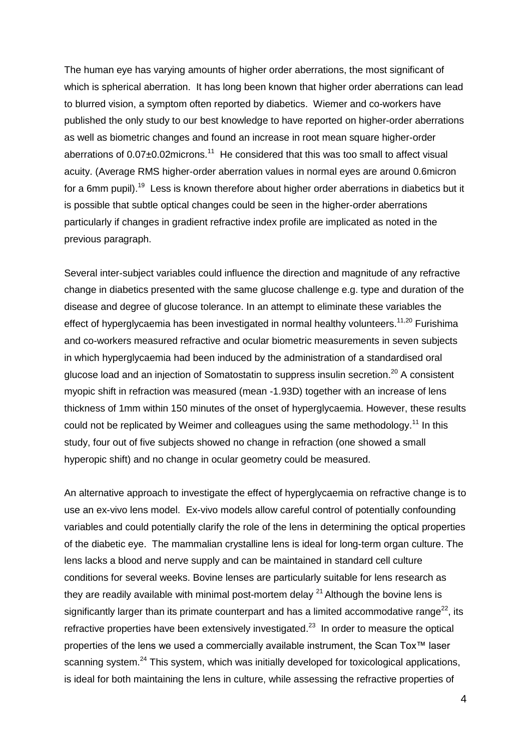The human eye has varying amounts of higher order aberrations, the most significant of which is spherical aberration. It has long been known that higher order aberrations can lead to blurred vision, a symptom often reported by diabetics. Wiemer and co-workers have published the only study to our best knowledge to have reported on higher-order aberrations as well as biometric changes and found an increase in root mean square higher-order aberrations of 0.07±0.02microns.[11] He considered that this was too small to affect visual acuity. (Average RMS higher-order aberration values in normal eyes are around 0.6micron for a 6mm pupil).[19] Less is known therefore about higher order aberrations in diabetics but it is possible that subtle optical changes could be seen in the higher-order aberrations particularly if changes in gradient refractive index profile are implicated as noted in the previous paragraph.

Several inter-subject variables could influence the direction and magnitude of any refractive change in diabetics presented with the same glucose challenge e.g. type and duration of the disease and degree of glucose tolerance. In an attempt to eliminate these variables the effect of hyperglycaemia has been investigated in normal healthy volunteers.[11,20] Furishima and co-workers measured refractive and ocular biometric measurements in seven subjects in which hyperglycaemia had been induced by the administration of a standardised oral glucose load and an injection of Somatostatin to suppress insulin secretion.[20] A consistent myopic shift in refraction was measured (mean -1.93D) together with an increase of lens thickness of 1mm within 150 minutes of the onset of hyperglycaemia. However, these results could not be replicated by Weimer and colleagues using the same methodology.[11] In this study, four out of five subjects showed no change in refraction (one showed a small hyperopic shift) and no change in ocular geometry could be measured.

An alternative approach to investigate the effect of hyperglycaemia on refractive change is to use an ex-vivo lens model. Ex-vivo models allow careful control of potentially confounding variables and could potentially clarify the role of the lens in determining the optical properties of the diabetic eye. The mammalian crystalline lens is ideal for long-term organ culture. The lens lacks a blood and nerve supply and can be maintained in standard cell culture conditions for several weeks. Bovine lenses are particularly suitable for lens research as they are readily available with minimal post-mortem delay [21] Although the bovine lens is significantly larger than its primate counterpart and has a limited accommodative range[22], its refractive properties have been extensively investigated.[23] In order to measure the optical properties of the lens we used a commercially available instrument, the Scan Tox™ laser scanning system.[24] This system, which was initially developed for toxicological applications, is ideal for both maintaining the lens in culture, while assessing the refractive properties of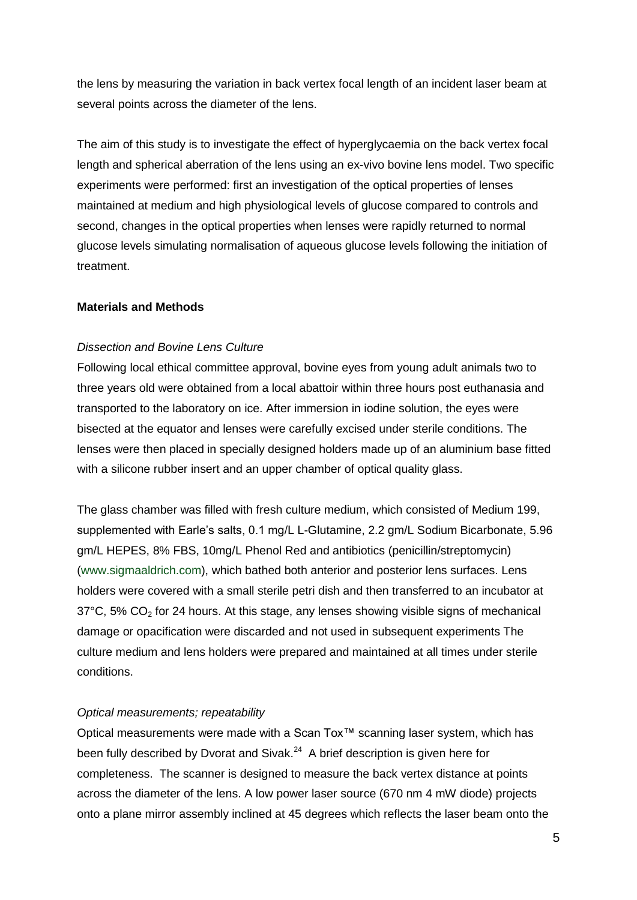the lens by measuring the variation in back vertex focal length of an incident laser beam at several points across the diameter of the lens.

The aim of this study is to investigate the effect of hyperglycaemia on the back vertex focal length and spherical aberration of the lens using an ex-vivo bovine lens model. Two specific experiments were performed: first an investigation of the optical properties of lenses maintained at medium and high physiological levels of glucose compared to controls and second, changes in the optical properties when lenses were rapidly returned to normal glucose levels simulating normalisation of aqueous glucose levels following the initiation of treatment.

**Materials and Methods**

*Dissection and Bovine Lens Culture*

Following local ethical committee approval, bovine eyes from young adult animals two to three years old were obtained from a local abattoir within three hours post euthanasia and transported to the laboratory on ice. After immersion in iodine solution, the eyes were bisected at the equator and lenses were carefully excised under sterile conditions. The lenses were then placed in specially designed holders made up of an aluminium base fitted with a silicone rubber insert and an upper chamber of optical quality glass.

The glass chamber was filled with fresh culture medium, which consisted of Medium 199, supplemented with Earle's salts, 0.1 mg/L L-Glutamine, 2.2 gm/L Sodium Bicarbonate, 5.96 gm/L HEPES, 8% FBS, 10mg/L Phenol Red and antibiotics (penicillin/streptomycin) (www.sigmaaldrich.com), which bathed both anterior and posterior lens surfaces. Lens holders were covered with a small sterile petri dish and then transferred to an incubator at 37°C, 5% $CO_2$ for 24 hours. At this stage, any lenses showing visible signs of mechanical damage or opacification were discarded and not used in subsequent experiments The culture medium and lens holders were prepared and maintained at all times under sterile conditions.

*Optical measurements; repeatability*

Optical measurements were made with a Scan Tox™ scanning laser system, which has been fully described by Dvorat and Sivak.[24] A brief description is given here for completeness. The scanner is designed to measure the back vertex distance at points across the diameter of the lens. A low power laser source (670 nm 4 mW diode) projects onto a plane mirror assembly inclined at 45 degrees which reflects the laser beam onto the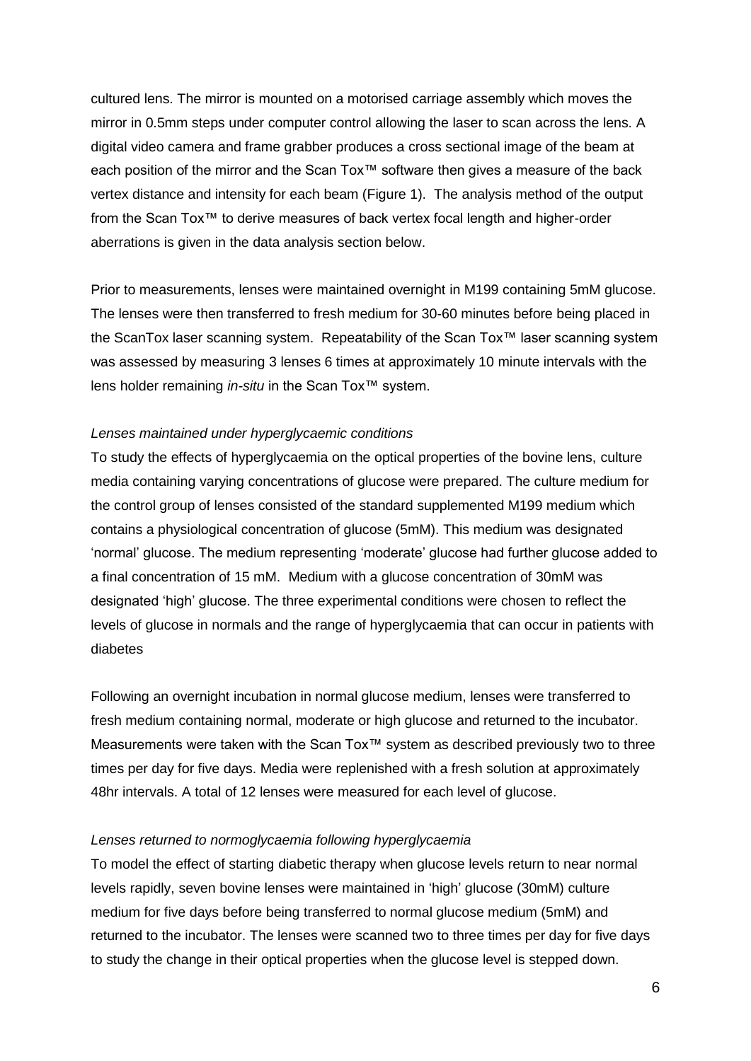cultured lens. The mirror is mounted on a motorised carriage assembly which moves the mirror in 0.5mm steps under computer control allowing the laser to scan across the lens. A digital video camera and frame grabber produces a cross sectional image of the beam at each position of the mirror and the Scan Tox™ software then gives a measure of the back vertex distance and intensity for each beam (Figure 1). The analysis method of the output from the Scan Tox™ to derive measures of back vertex focal length and higher-order aberrations is given in the data analysis section below.

Prior to measurements, lenses were maintained overnight in M199 containing 5mM glucose. The lenses were then transferred to fresh medium for 30-60 minutes before being placed in the ScanTox laser scanning system. Repeatability of the Scan Tox™ laser scanning system was assessed by measuring 3 lenses 6 times at approximately 10 minute intervals with the lens holder remaining *in-situ* in the Scan Tox™ system.

*Lenses maintained under hyperglycaemic conditions*

To study the effects of hyperglycaemia on the optical properties of the bovine lens, culture media containing varying concentrations of glucose were prepared. The culture medium for the control group of lenses consisted of the standard supplemented M199 medium which contains a physiological concentration of glucose (5mM). This medium was designated 'normal' glucose. The medium representing 'moderate' glucose had further glucose added to a final concentration of 15 mM. Medium with a glucose concentration of 30mM was designated 'high' glucose. The three experimental conditions were chosen to reflect the levels of glucose in normals and the range of hyperglycaemia that can occur in patients with diabetes

Following an overnight incubation in normal glucose medium, lenses were transferred to fresh medium containing normal, moderate or high glucose and returned to the incubator. Measurements were taken with the Scan Tox™ system as described previously two to three times per day for five days. Media were replenished with a fresh solution at approximately 48hr intervals. A total of 12 lenses were measured for each level of glucose.

*Lenses returned to normoglycaemia following hyperglycaemia*

To model the effect of starting diabetic therapy when glucose levels return to near normal levels rapidly, seven bovine lenses were maintained in 'high' glucose (30mM) culture medium for five days before being transferred to normal glucose medium (5mM) and returned to the incubator. The lenses were scanned two to three times per day for five days to study the change in their optical properties when the glucose level is stepped down.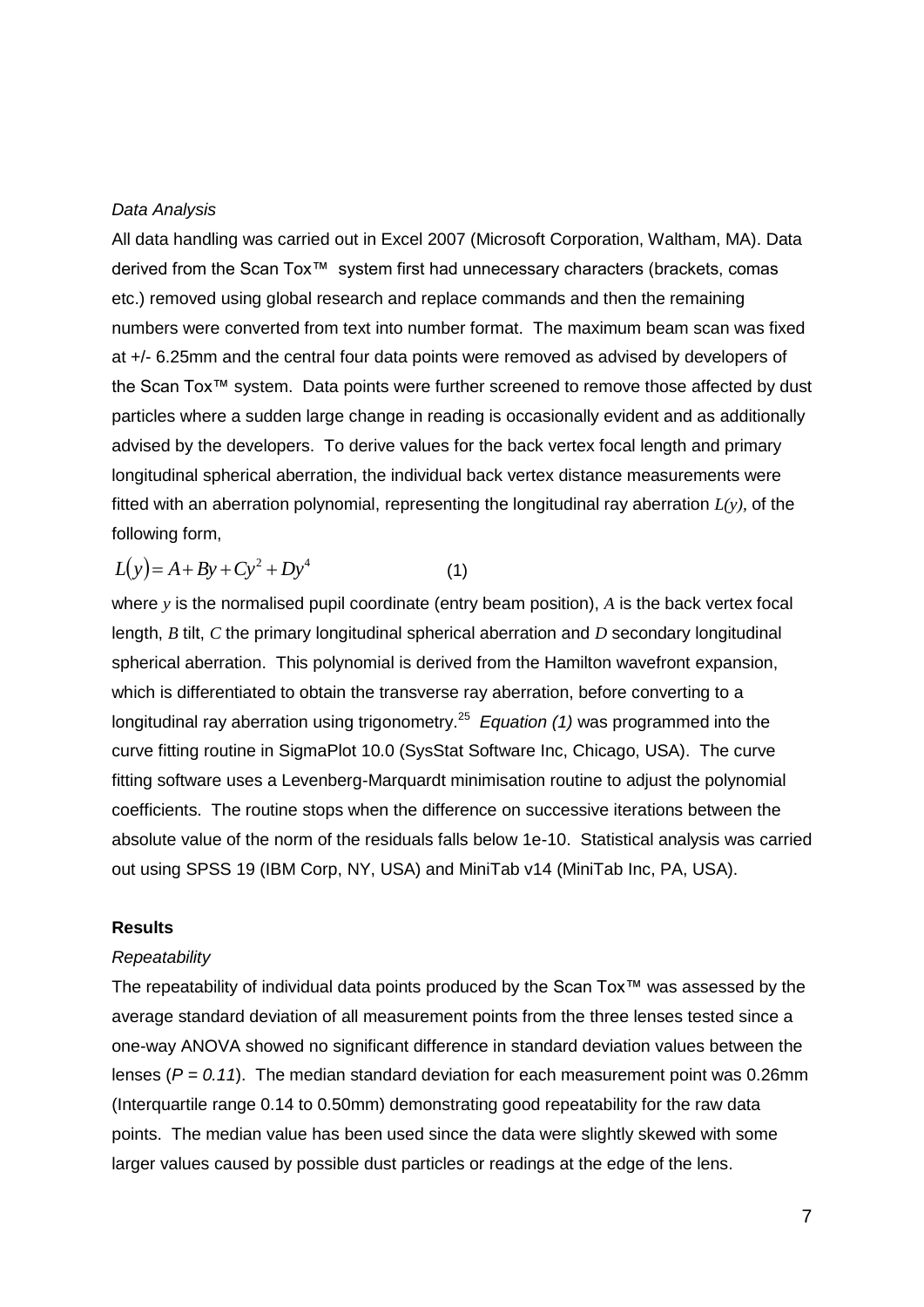*Data Analysis*

All data handling was carried out in Excel 2007 (Microsoft Corporation, Waltham, MA). Data derived from the Scan Tox™ system first had unnecessary characters (brackets, comas etc.) removed using global research and replace commands and then the remaining numbers were converted from text into number format. The maximum beam scan was fixed at +/- 6.25mm and the central four data points were removed as advised by developers of the Scan Tox™ system. Data points were further screened to remove those affected by dust particles where a sudden large change in reading is occasionally evident and as additionally advised by the developers. To derive values for the back vertex focal length and primary longitudinal spherical aberration, the individual back vertex distance measurements were fitted with an aberration polynomial, representing the longitudinal ray aberration $L(y)$, of the following form,

$$L(y) = A + By + Cy^2 + Dy^4 \qquad (1)$$

where $y$ is the normalised pupil coordinate (entry beam position), $A$ is the back vertex focal length, $B$ tilt, $C$ the primary longitudinal spherical aberration and $D$ secondary longitudinal spherical aberration. This polynomial is derived from the Hamilton wavefront expansion, which is differentiated to obtain the transverse ray aberration, before converting to a longitudinal ray aberration using trigonometry.[25] *Equation (1)* was programmed into the curve fitting routine in SigmaPlot 10.0 (SysStat Software Inc, Chicago, USA). The curve fitting software uses a Levenberg-Marquardt minimisation routine to adjust the polynomial coefficients. The routine stops when the difference on successive iterations between the absolute value of the norm of the residuals falls below 1e-10. Statistical analysis was carried out using SPSS 19 (IBM Corp, NY, USA) and MiniTab v14 (MiniTab Inc, PA, USA).

## Results

*Repeatability*

The repeatability of individual data points produced by the Scan Tox™ was assessed by the average standard deviation of all measurement points from the three lenses tested since a one-way ANOVA showed no significant difference in standard deviation values between the lenses ($P = 0.11$). The median standard deviation for each measurement point was 0.26mm (Interquartile range 0.14 to 0.50mm) demonstrating good repeatability for the raw data points. The median value has been used since the data were slightly skewed with some larger values caused by possible dust particles or readings at the edge of the lens.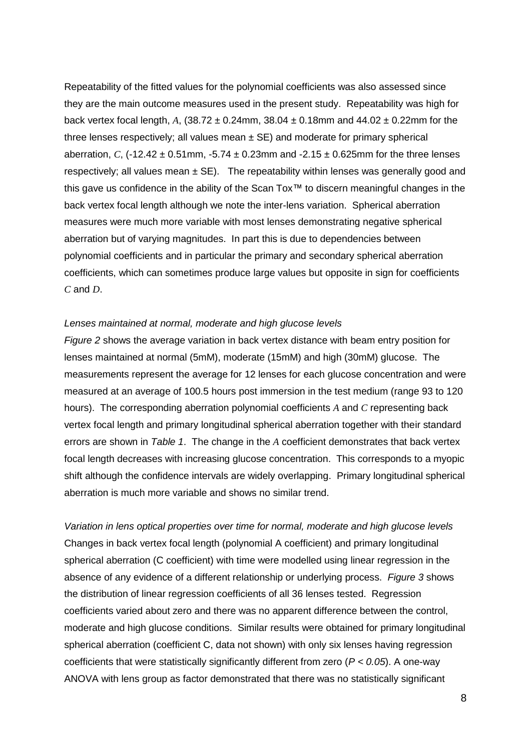Repeatability of the fitted values for the polynomial coefficients was also assessed since they are the main outcome measures used in the present study. Repeatability was high for back vertex focal length, $A$, (38.72 ± 0.24mm, 38.04 ± 0.18mm and 44.02 ± 0.22mm for the three lenses respectively; all values mean ± SE) and moderate for primary spherical aberration, $C$, (-12.42 ± 0.51mm, -5.74 ± 0.23mm and -2.15 ± 0.625mm for the three lenses respectively; all values mean ± SE). The repeatability within lenses was generally good and this gave us confidence in the ability of the Scan Tox™ to discern meaningful changes in the back vertex focal length although we note the inter-lens variation. Spherical aberration measures were much more variable with most lenses demonstrating negative spherical aberration but of varying magnitudes. In part this is due to dependencies between polynomial coefficients and in particular the primary and secondary spherical aberration coefficients, which can sometimes produce large values but opposite in sign for coefficients $C$ and $D$.

*Lenses maintained at normal, moderate and high glucose levels*

*Figure 2* shows the average variation in back vertex distance with beam entry position for lenses maintained at normal (5mM), moderate (15mM) and high (30mM) glucose. The measurements represent the average for 12 lenses for each glucose concentration and were measured at an average of 100.5 hours post immersion in the test medium (range 93 to 120 hours). The corresponding aberration polynomial coefficients $A$ and $C$ representing back vertex focal length and primary longitudinal spherical aberration together with their standard errors are shown in *Table 1*. The change in the $A$ coefficient demonstrates that back vertex focal length decreases with increasing glucose concentration. This corresponds to a myopic shift although the confidence intervals are widely overlapping. Primary longitudinal spherical aberration is much more variable and shows no similar trend.

*Variation in lens optical properties over time for normal, moderate and high glucose levels*

Changes in back vertex focal length (polynomial A coefficient) and primary longitudinal spherical aberration (C coefficient) with time were modelled using linear regression in the absence of any evidence of a different relationship or underlying process. *Figure 3* shows the distribution of linear regression coefficients of all 36 lenses tested. Regression coefficients varied about zero and there was no apparent difference between the control, moderate and high glucose conditions. Similar results were obtained for primary longitudinal spherical aberration (coefficient C, data not shown) with only six lenses having regression coefficients that were statistically significantly different from zero ($P < 0.05$). A one-way ANOVA with lens group as factor demonstrated that there was no statistically significant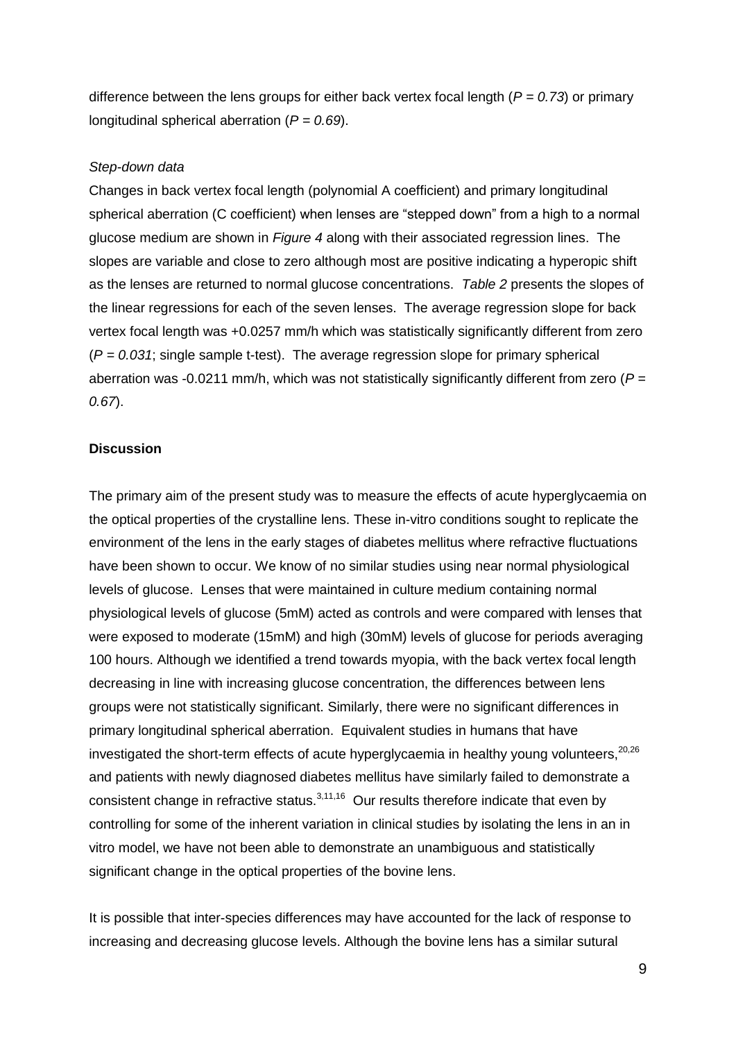difference between the lens groups for either back vertex focal length (*P = 0.73*) or primary longitudinal spherical aberration (*P = 0.69*).

*Step-down data*

Changes in back vertex focal length (polynomial A coefficient) and primary longitudinal spherical aberration (C coefficient) when lenses are "stepped down" from a high to a normal glucose medium are shown in *Figure 4* along with their associated regression lines. The slopes are variable and close to zero although most are positive indicating a hyperopic shift as the lenses are returned to normal glucose concentrations. *Table 2* presents the slopes of the linear regressions for each of the seven lenses. The average regression slope for back vertex focal length was +0.0257 mm/h which was statistically significantly different from zero (*P = 0.031*; single sample t-test). The average regression slope for primary spherical aberration was -0.0211 mm/h, which was not statistically significantly different from zero (*P = 0.67*).

**Discussion**

The primary aim of the present study was to measure the effects of acute hyperglycaemia on the optical properties of the crystalline lens. These in-vitro conditions sought to replicate the environment of the lens in the early stages of diabetes mellitus where refractive fluctuations have been shown to occur. We know of no similar studies using near normal physiological levels of glucose. Lenses that were maintained in culture medium containing normal physiological levels of glucose (5mM) acted as controls and were compared with lenses that were exposed to moderate (15mM) and high (30mM) levels of glucose for periods averaging 100 hours. Although we identified a trend towards myopia, with the back vertex focal length decreasing in line with increasing glucose concentration, the differences between lens groups were not statistically significant. Similarly, there were no significant differences in primary longitudinal spherical aberration. Equivalent studies in humans that have investigated the short-term effects of acute hyperglycaemia in healthy young volunteers,[20,26] and patients with newly diagnosed diabetes mellitus have similarly failed to demonstrate a consistent change in refractive status.[3,11,16] Our results therefore indicate that even by controlling for some of the inherent variation in clinical studies by isolating the lens in an in vitro model, we have not been able to demonstrate an unambiguous and statistically significant change in the optical properties of the bovine lens.

It is possible that inter-species differences may have accounted for the lack of response to increasing and decreasing glucose levels. Although the bovine lens has a similar sutural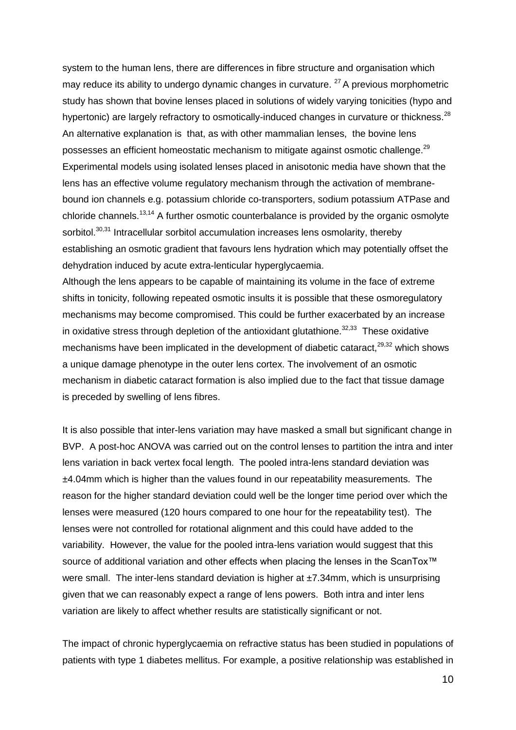system to the human lens, there are differences in fibre structure and organisation which may reduce its ability to undergo dynamic changes in curvature. [27] A previous morphometric study has shown that bovine lenses placed in solutions of widely varying tonicities (hypo and hypertonic) are largely refractory to osmotically-induced changes in curvature or thickness.[28] An alternative explanation is that, as with other mammalian lenses, the bovine lens possesses an efficient homeostatic mechanism to mitigate against osmotic challenge.[29] Experimental models using isolated lenses placed in anisotonic media have shown that the lens has an effective volume regulatory mechanism through the activation of membrane-bound ion channels e.g. potassium chloride co-transporters, sodium potassium ATPase and chloride channels.[13,14] A further osmotic counterbalance is provided by the organic osmolyte sorbitol.[30,31] Intracellular sorbitol accumulation increases lens osmolarity, thereby establishing an osmotic gradient that favours lens hydration which may potentially offset the dehydration induced by acute extra-lenticular hyperglycaemia.

Although the lens appears to be capable of maintaining its volume in the face of extreme shifts in tonicity, following repeated osmotic insults it is possible that these osmoregulatory mechanisms may become compromised. This could be further exacerbated by an increase in oxidative stress through depletion of the antioxidant glutathione.[32,33] These oxidative mechanisms have been implicated in the development of diabetic cataract,[29,32] which shows a unique damage phenotype in the outer lens cortex. The involvement of an osmotic mechanism in diabetic cataract formation is also implied due to the fact that tissue damage is preceded by swelling of lens fibres.

It is also possible that inter-lens variation may have masked a small but significant change in BVP. A post-hoc ANOVA was carried out on the control lenses to partition the intra and inter lens variation in back vertex focal length. The pooled intra-lens standard deviation was ±4.04mm which is higher than the values found in our repeatability measurements. The reason for the higher standard deviation could well be the longer time period over which the lenses were measured (120 hours compared to one hour for the repeatability test). The lenses were not controlled for rotational alignment and this could have added to the variability. However, the value for the pooled intra-lens variation would suggest that this source of additional variation and other effects when placing the lenses in the ScanTox™ were small. The inter-lens standard deviation is higher at ±7.34mm, which is unsurprising given that we can reasonably expect a range of lens powers. Both intra and inter lens variation are likely to affect whether results are statistically significant or not.

The impact of chronic hyperglycaemia on refractive status has been studied in populations of patients with type 1 diabetes mellitus. For example, a positive relationship was established in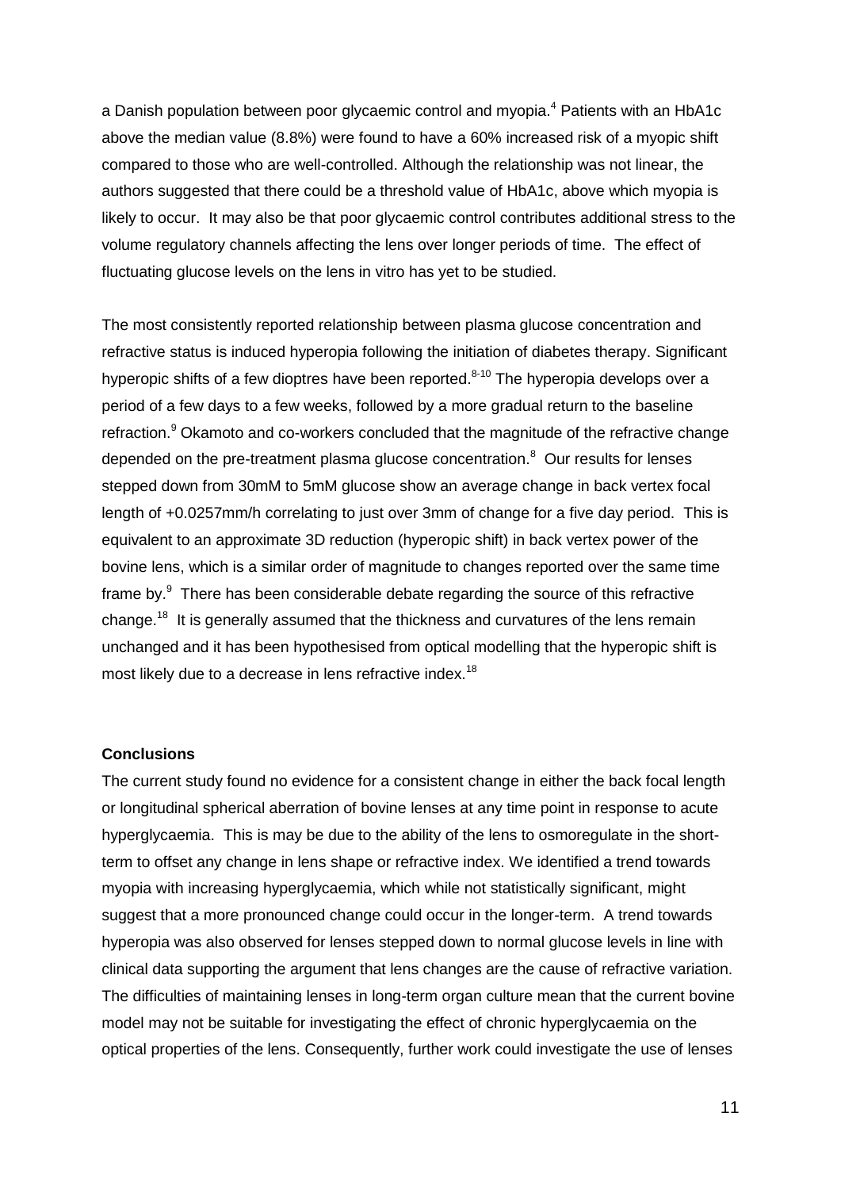a Danish population between poor glycaemic control and myopia.[4] Patients with an HbA1c above the median value (8.8%) were found to have a 60% increased risk of a myopic shift compared to those who are well-controlled. Although the relationship was not linear, the authors suggested that there could be a threshold value of HbA1c, above which myopia is likely to occur. It may also be that poor glycaemic control contributes additional stress to the volume regulatory channels affecting the lens over longer periods of time. The effect of fluctuating glucose levels on the lens in vitro has yet to be studied.

The most consistently reported relationship between plasma glucose concentration and refractive status is induced hyperopia following the initiation of diabetes therapy. Significant hyperopic shifts of a few dioptres have been reported.[8-10] The hyperopia develops over a period of a few days to a few weeks, followed by a more gradual return to the baseline refraction.[9] Okamoto and co-workers concluded that the magnitude of the refractive change depended on the pre-treatment plasma glucose concentration.[8] Our results for lenses stepped down from 30mM to 5mM glucose show an average change in back vertex focal length of +0.0257mm/h correlating to just over 3mm of change for a five day period. This is equivalent to an approximate 3D reduction (hyperopic shift) in back vertex power of the bovine lens, which is a similar order of magnitude to changes reported over the same time frame by.[9] There has been considerable debate regarding the source of this refractive change.[18] It is generally assumed that the thickness and curvatures of the lens remain unchanged and it has been hypothesised from optical modelling that the hyperopic shift is most likely due to a decrease in lens refractive index.[18]

## Conclusions

The current study found no evidence for a consistent change in either the back focal length or longitudinal spherical aberration of bovine lenses at any time point in response to acute hyperglycaemia. This is may be due to the ability of the lens to osmoregulate in the short-term to offset any change in lens shape or refractive index. We identified a trend towards myopia with increasing hyperglycaemia, which while not statistically significant, might suggest that a more pronounced change could occur in the longer-term. A trend towards hyperopia was also observed for lenses stepped down to normal glucose levels in line with clinical data supporting the argument that lens changes are the cause of refractive variation. The difficulties of maintaining lenses in long-term organ culture mean that the current bovine model may not be suitable for investigating the effect of chronic hyperglycaemia on the optical properties of the lens. Consequently, further work could investigate the use of lenses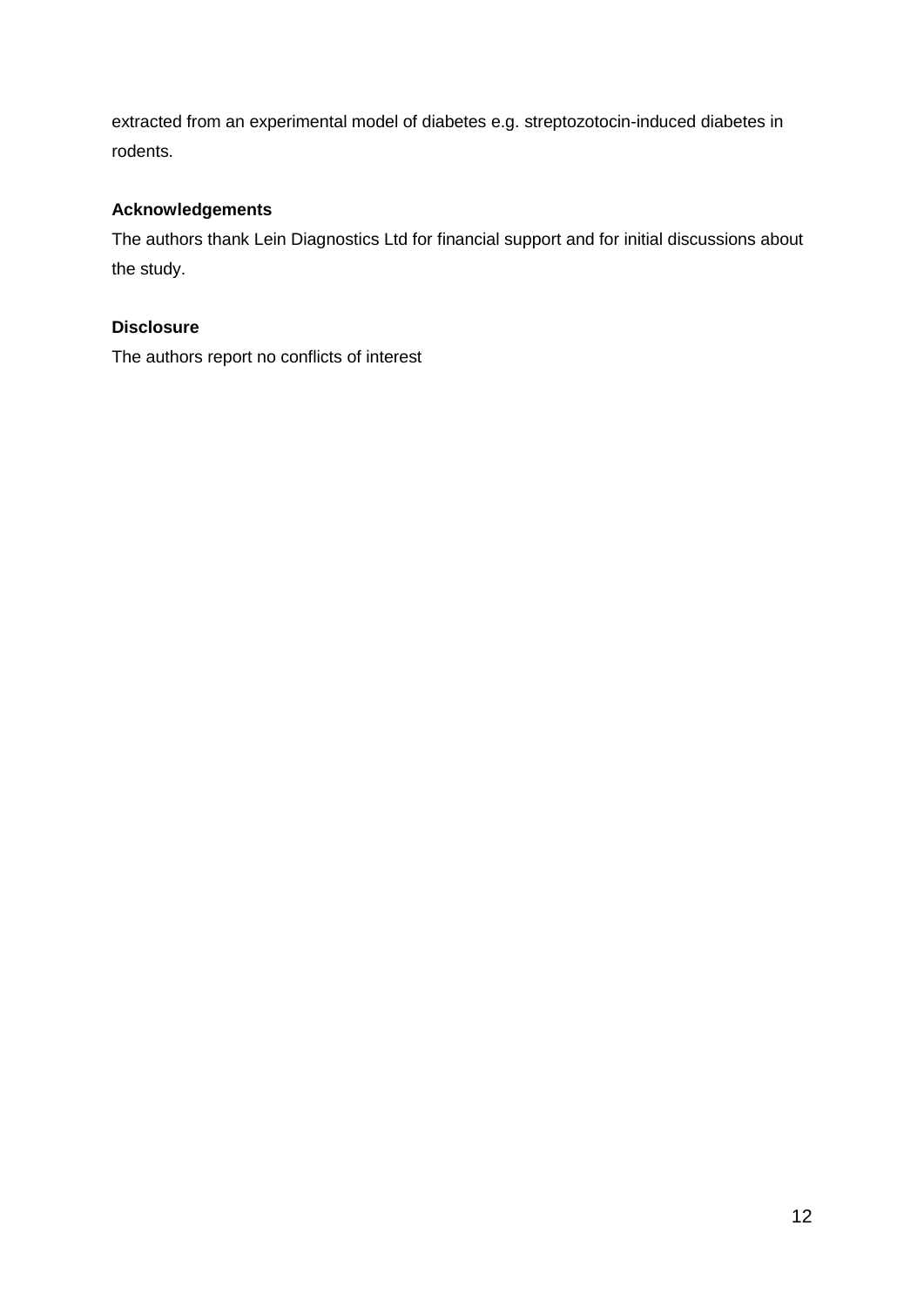extracted from an experimental model of diabetes e.g. streptozotocin-induced diabetes in rodents.

**Acknowledgements**

The authors thank Lein Diagnostics Ltd for financial support and for initial discussions about the study.

**Disclosure**

The authors report no conflicts of interest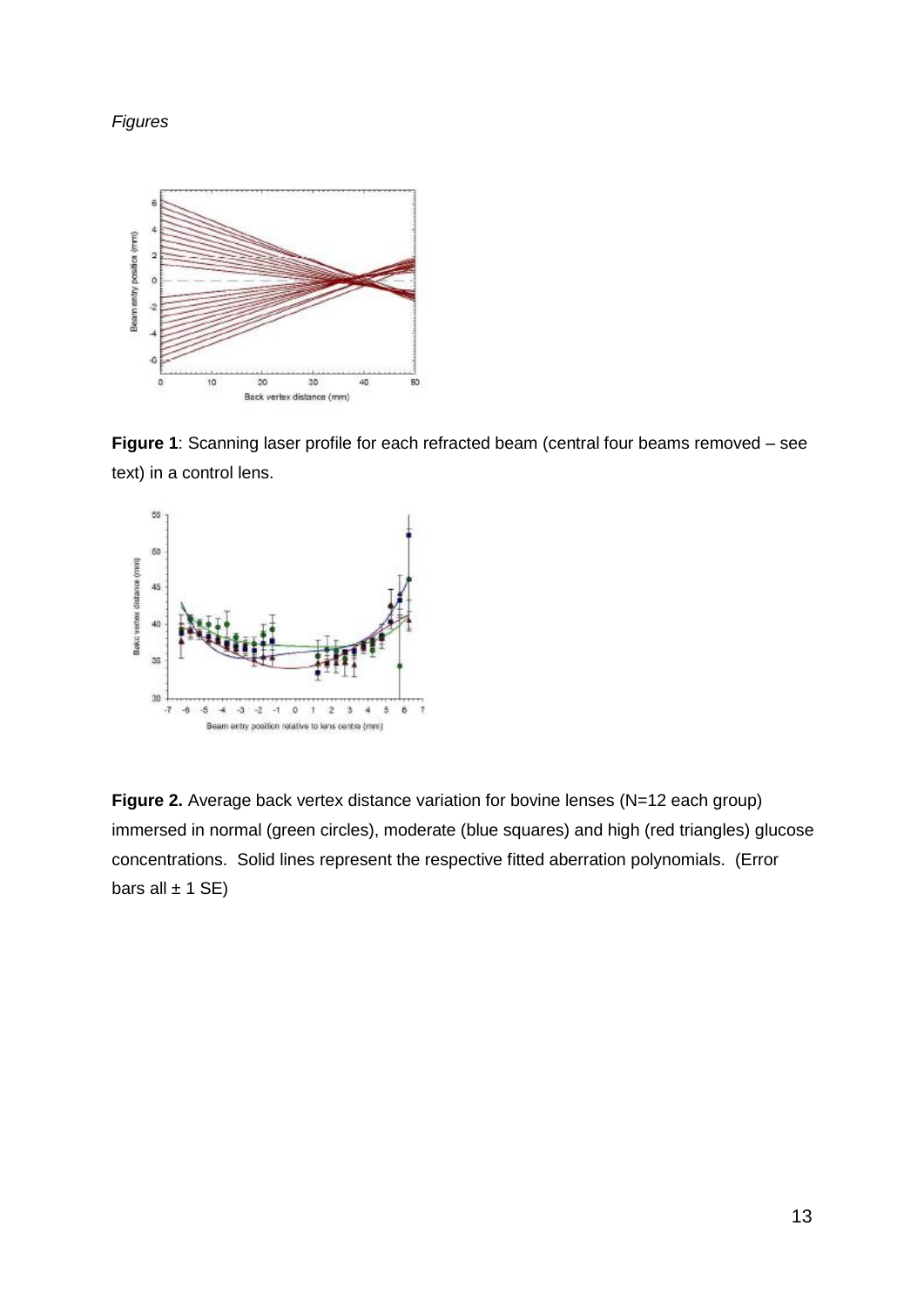*Figures*

**Figure 1**: Scanning laser profile for each refracted beam (central four beams removed – see text) in a control lens.

**Figure 2.** Average back vertex distance variation for bovine lenses (N=12 each group) immersed in normal (green circles), moderate (blue squares) and high (red triangles) glucose concentrations. Solid lines represent the respective fitted aberration polynomials. (Error bars all ± 1 SE)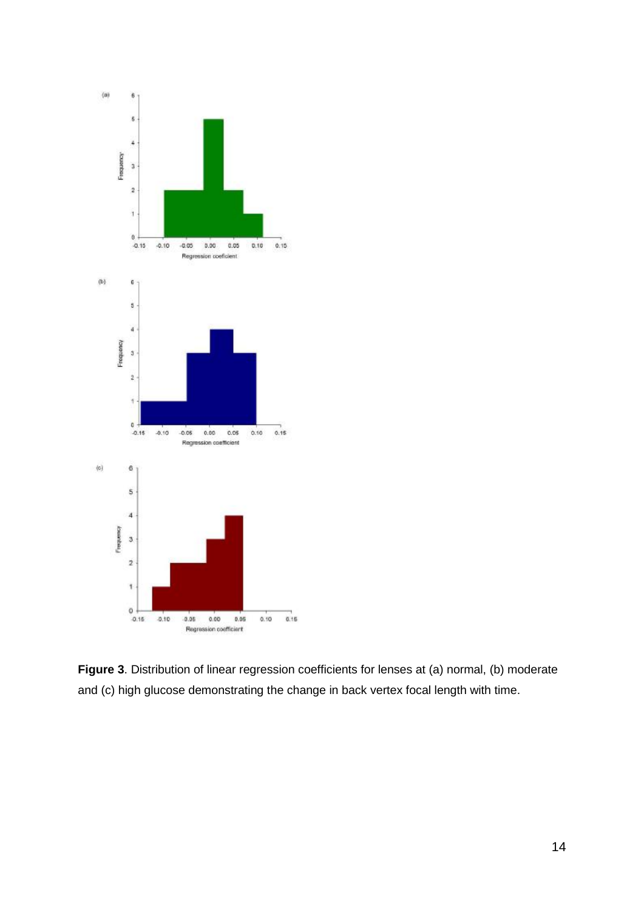**Figure 3**. Distribution of linear regression coefficients for lenses at (a) normal, (b) moderate and (c) high glucose demonstrating the change in back vertex focal length with time.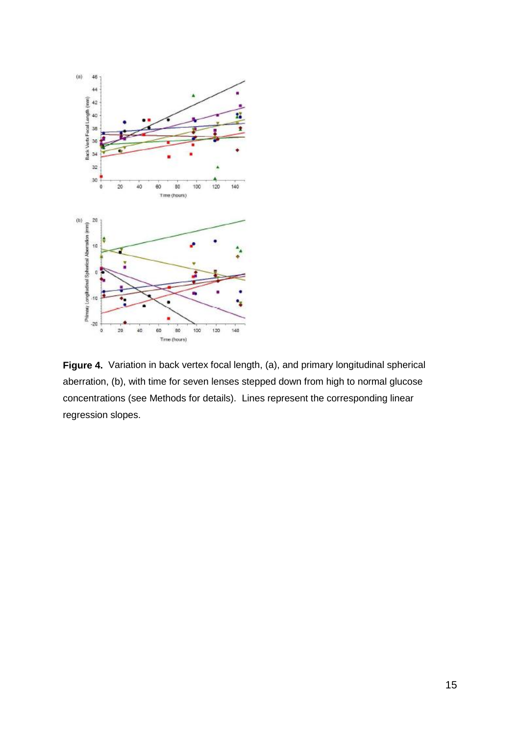**Figure 4.** Variation in back vertex focal length, (a), and primary longitudinal spherical aberration, (b), with time for seven lenses stepped down from high to normal glucose concentrations (see Methods for details). Lines represent the corresponding linear regression slopes.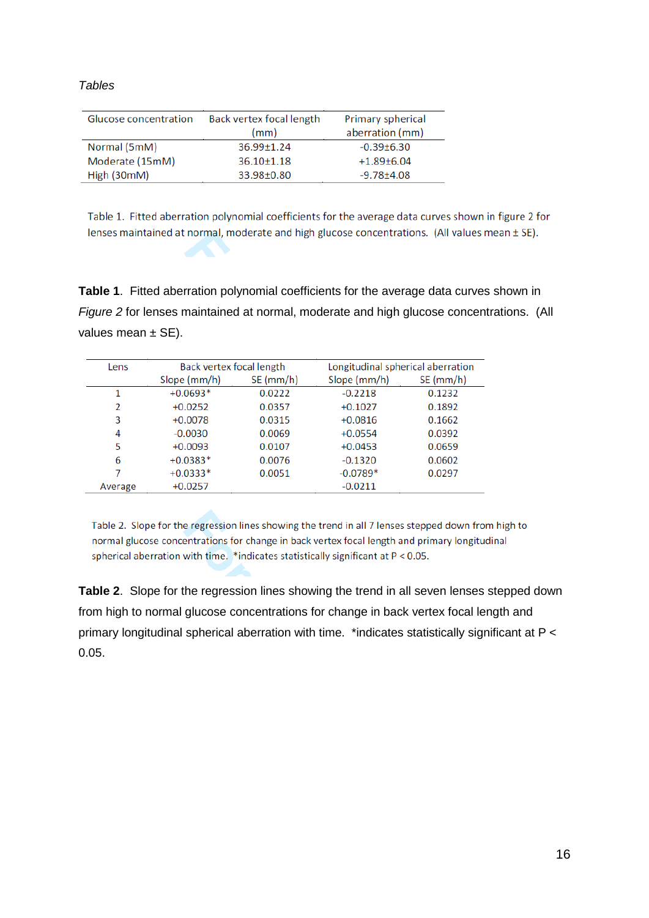*Tables*

| Glucose concentration | Back vertex focal length (mm) | Primary spherical aberration (mm) |
|---|---|---|
| Normal (5mM) | 36.99±1.24 | -0.39±6.30 |
| Moderate (15mM) | 36.10±1.18 | +1.89±6.04 |
| High (30mM) | 33.98±0.80 | -9.78±4.08 |

Table 1. Fitted aberration polynomial coefficients for the average data curves shown in figure 2 for lenses maintained at normal, moderate and high glucose concentrations. (All values mean ± SE).

**Table 1**. Fitted aberration polynomial coefficients for the average data curves shown in *Figure 2* for lenses maintained at normal, moderate and high glucose concentrations. (All values mean ± SE).

| Lens | Back vertex focal length | | Longitudinal spherical aberration | |
|---|---|---|---|---|
| | Slope (mm/h) | SE (mm/h) | Slope (mm/h) | SE (mm/h) |
| 1 | +0.0693* | 0.0222 | -0.2218 | 0.1232 |
| 2 | +0.0252 | 0.0357 | +0.1027 | 0.1892 |
| 3 | +0.0078 | 0.0315 | +0.0816 | 0.1662 |
| 4 | -0.0030 | 0.0069 | +0.0554 | 0.0392 |
| 5 | +0.0093 | 0.0107 | +0.0453 | 0.0659 |
| 6 | +0.0383* | 0.0076 | -0.1320 | 0.0602 |
| 7 | +0.0333* | 0.0051 | -0.0789* | 0.0297 |
| Average | +0.0257 | | -0.0211 | |

Table 2. Slope for the regression lines showing the trend in all 7 lenses stepped down from high to normal glucose concentrations for change in back vertex focal length and primary longitudinal spherical aberration with time. *indicates statistically significant at $P < 0.05$.

**Table 2**. Slope for the regression lines showing the trend in all seven lenses stepped down from high to normal glucose concentrations for change in back vertex focal length and primary longitudinal spherical aberration with time. *indicates statistically significant at $P < 0.05$.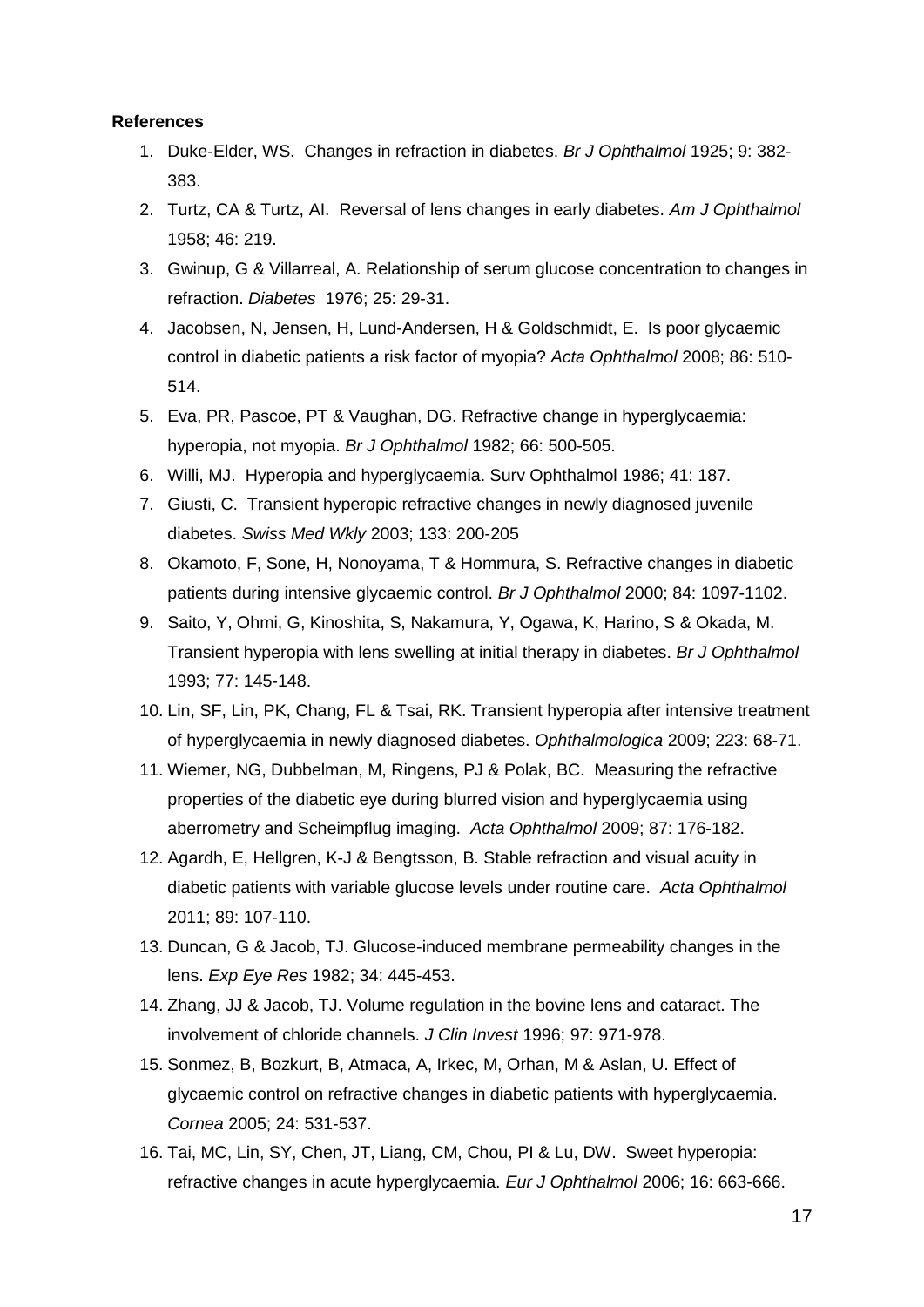**References**

1. Duke-Elder, WS. Changes in refraction in diabetes. *Br J Ophthalmol* 1925; 9: 382-383.
2. Turtz, CA & Turtz, AI. Reversal of lens changes in early diabetes. *Am J Ophthalmol* 1958; 46: 219.
3. Gwinup, G & Villarreal, A. Relationship of serum glucose concentration to changes in refraction. *Diabetes* 1976; 25: 29-31.
4. Jacobsen, N, Jensen, H, Lund-Andersen, H & Goldschmidt, E. Is poor glycaemic control in diabetic patients a risk factor of myopia? *Acta Ophthalmol* 2008; 86: 510-514.
5. Eva, PR, Pascoe, PT & Vaughan, DG. Refractive change in hyperglycaemia: hyperopia, not myopia. *Br J Ophthalmol* 1982; 66: 500-505.
6. Willi, MJ. Hyperopia and hyperglycaemia. Surv Ophthalmol 1986; 41: 187.
7. Giusti, C. Transient hyperopic refractive changes in newly diagnosed juvenile diabetes. *Swiss Med Wkly* 2003; 133: 200-205
8. Okamoto, F, Sone, H, Nonoyama, T & Hommura, S. Refractive changes in diabetic patients during intensive glycaemic control. *Br J Ophthalmol* 2000; 84: 1097-1102.
9. Saito, Y, Ohmi, G, Kinoshita, S, Nakamura, Y, Ogawa, K, Harino, S & Okada, M. Transient hyperopia with lens swelling at initial therapy in diabetes. *Br J Ophthalmol* 1993; 77: 145-148.
10. Lin, SF, Lin, PK, Chang, FL & Tsai, RK. Transient hyperopia after intensive treatment of hyperglycaemia in newly diagnosed diabetes. *Ophthalmologica* 2009; 223: 68-71.
11. Wiemer, NG, Dubbelman, M, Ringens, PJ & Polak, BC. Measuring the refractive properties of the diabetic eye during blurred vision and hyperglycaemia using aberrometry and Scheimpflug imaging. *Acta Ophthalmol* 2009; 87: 176-182.
12. Agardh, E, Hellgren, K-J & Bengtsson, B. Stable refraction and visual acuity in diabetic patients with variable glucose levels under routine care. *Acta Ophthalmol* 2011; 89: 107-110.
13. Duncan, G & Jacob, TJ. Glucose-induced membrane permeability changes in the lens. *Exp Eye Res* 1982; 34: 445-453.
14. Zhang, JJ & Jacob, TJ. Volume regulation in the bovine lens and cataract. The involvement of chloride channels. *J Clin Invest* 1996; 97: 971-978.
15. Sonmez, B, Bozkurt, B, Atmaca, A, Irkec, M, Orhan, M & Aslan, U. Effect of glycaemic control on refractive changes in diabetic patients with hyperglycaemia. *Cornea* 2005; 24: 531-537.
16. Tai, MC, Lin, SY, Chen, JT, Liang, CM, Chou, PI & Lu, DW. Sweet hyperopia: refractive changes in acute hyperglycaemia. *Eur J Ophthalmol* 2006; 16: 663-666.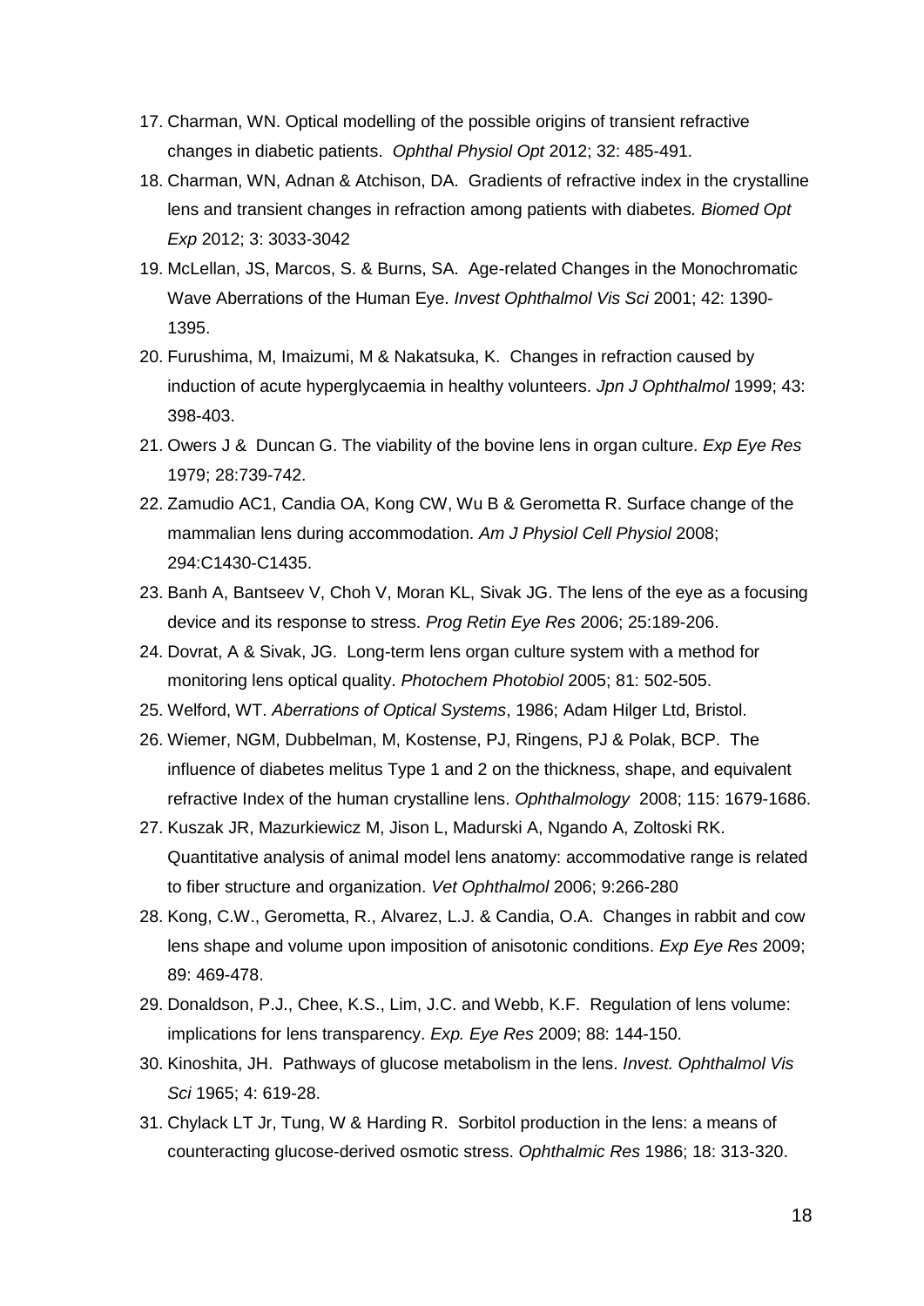17. Charman, WN. Optical modelling of the possible origins of transient refractive changes in diabetic patients. *Ophthal Physiol Opt* 2012; 32: 485-491.
18. Charman, WN, Adnan & Atchison, DA. Gradients of refractive index in the crystalline lens and transient changes in refraction among patients with diabetes. *Biomed Opt Exp* 2012; 3: 3033-3042
19. McLellan, JS, Marcos, S. & Burns, SA. Age-related Changes in the Monochromatic Wave Aberrations of the Human Eye. *Invest Ophthalmol Vis Sci* 2001; 42: 1390-1395.
20. Furushima, M, Imaizumi, M & Nakatsuka, K. Changes in refraction caused by induction of acute hyperglycaemia in healthy volunteers. *Jpn J Ophthalmol* 1999; 43: 398-403.
21. Owers J & Duncan G. The viability of the bovine lens in organ culture. *Exp Eye Res* 1979; 28:739-742.
22. Zamudio AC1, Candia OA, Kong CW, Wu B & Gerometta R. Surface change of the mammalian lens during accommodation. *Am J Physiol Cell Physiol* 2008; 294:C1430-C1435.
23. Banh A, Bantseev V, Choh V, Moran KL, Sivak JG. The lens of the eye as a focusing device and its response to stress. *Prog Retin Eye Res* 2006; 25:189-206.
24. Dovrat, A & Sivak, JG. Long-term lens organ culture system with a method for monitoring lens optical quality. *Photochem Photobiol* 2005; 81: 502-505.
25. Welford, WT. *Aberrations of Optical Systems*, 1986; Adam Hilger Ltd, Bristol.
26. Wiemer, NGM, Dubbelman, M, Kostense, PJ, Ringens, PJ & Polak, BCP. The influence of diabetes melitus Type 1 and 2 on the thickness, shape, and equivalent refractive Index of the human crystalline lens. *Ophthalmology* 2008; 115: 1679-1686.
27. Kuszak JR, Mazurkiewicz M, Jison L, Madurski A, Ngando A, Zoltoski RK. Quantitative analysis of animal model lens anatomy: accommodative range is related to fiber structure and organization. *Vet Ophthalmol* 2006; 9:266-280
28. Kong, C.W., Gerometta, R., Alvarez, L.J. & Candia, O.A. Changes in rabbit and cow lens shape and volume upon imposition of anisotonic conditions. *Exp Eye Res* 2009; 89: 469-478.
29. Donaldson, P.J., Chee, K.S., Lim, J.C. and Webb, K.F. Regulation of lens volume: implications for lens transparency. *Exp. Eye Res* 2009; 88: 144-150.
30. Kinoshita, JH. Pathways of glucose metabolism in the lens. *Invest. Ophthalmol Vis Sci* 1965; 4: 619-28.
31. Chylack LT Jr, Tung, W & Harding R. Sorbitol production in the lens: a means of counteracting glucose-derived osmotic stress. *Ophthalmic Res* 1986; 18: 313-320.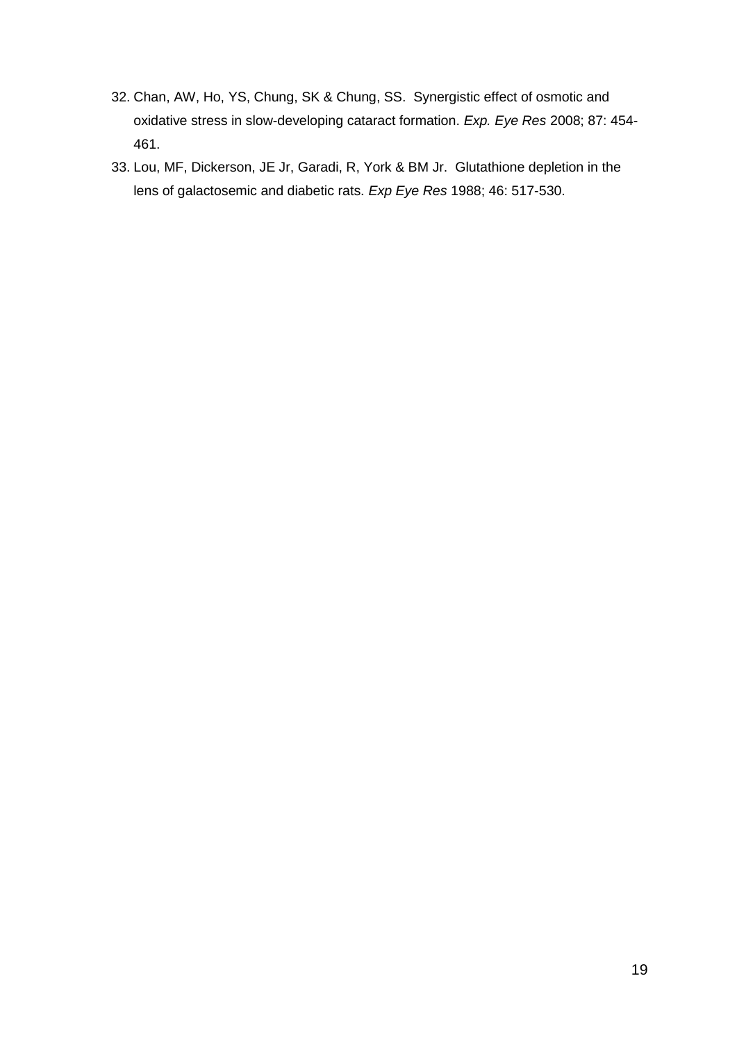32. Chan, AW, Ho, YS, Chung, SK & Chung, SS. Synergistic effect of osmotic and oxidative stress in slow-developing cataract formation. *Exp. Eye Res* 2008; 87: 454-461.
33. Lou, MF, Dickerson, JE Jr, Garadi, R, York & BM Jr. Glutathione depletion in the lens of galactosemic and diabetic rats. *Exp Eye Res* 1988; 46: 517-530.